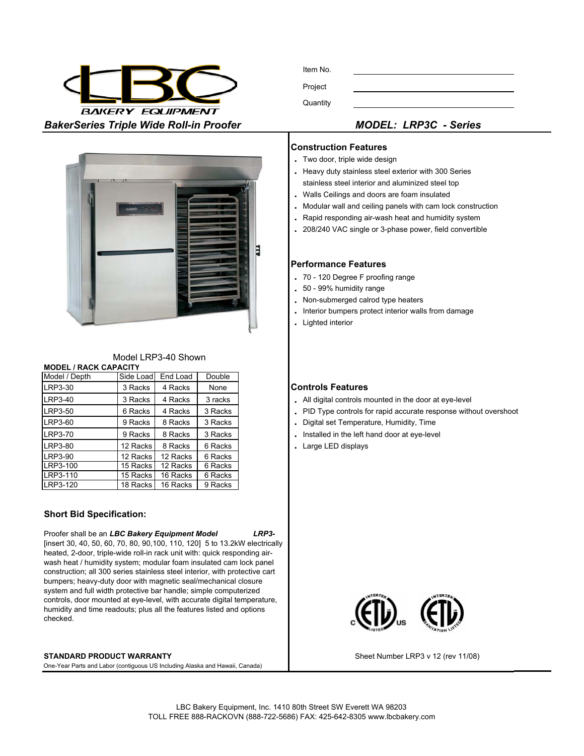LBC BAKERY EQUIPMENT

Item No. ____________________

Project ____________________

Quantity ____________________

## *BakerSeries Triple Wide Roll-in Proofer*

## *MODEL: LRP3C - Series*

Model LRP3-40 Shown

**MODEL / RACK CAPACITY**

| Model / Depth | Side Load | End Load | Double |
|---|---|---|---|
| LRP3-30 | 3 Racks | 4 Racks | None |
| LRP3-40 | 3 Racks | 4 Racks | 3 racks |
| LRP3-50 | 6 Racks | 4 Racks | 3 Racks |
| LRP3-60 | 9 Racks | 8 Racks | 3 Racks |
| LRP3-70 | 9 Racks | 8 Racks | 3 Racks |
| LRP3-80 | 12 Racks | 8 Racks | 6 Racks |
| LRP3-90 | 12 Racks | 12 Racks | 6 Racks |
| LRP3-100 | 15 Racks | 12 Racks | 6 Racks |
| LRP3-110 | 15 Racks | 16 Racks | 6 Racks |
| LRP3-120 | 18 Racks | 16 Racks | 9 Racks |

### Short Bid Specification:

Proofer shall be an ***LBC Bakery Equipment Model LRP3-*** [insert 30, 40, 50, 60, 70, 80, 90,100, 110, 120] 5 to 13.2kW electrically heated, 2-door, triple-wide roll-in rack unit with: quick responding air-wash heat / humidity system; modular foam insulated cam lock panel construction; all 300 series stainless steel interior, with protective cart bumpers; heavy-duty door with magnetic seal/mechanical closure system and full width protective bar handle; simple computerized controls, door mounted at eye-level, with accurate digital temperature, humidity and time readouts; plus all the features listed and options checked.

**STANDARD PRODUCT WARRANTY**

One-Year Parts and Labor (contiguous US Including Alaska and Hawaii, Canada)

### Construction Features

- Two door, triple wide design
- Heavy duty stainless steel exterior with 300 Series stainless steel interior and aluminized steel top
- Walls Ceilings and doors are foam insulated
- Modular wall and ceiling panels with cam lock construction
- Rapid responding air-wash heat and humidity system
- 208/240 VAC single or 3-phase power, field convertible

### Performance Features

- 70 - 120 Degree F proofing range
- 50 - 99% humidity range
- Non-submerged calrod type heaters
- Interior bumpers protect interior walls from damage
- Lighted interior

### Controls Features

- All digital controls mounted in the door at eye-level
- PID Type controls for rapid accurate response without overshoot
- Digital set Temperature, Humidity, Time
- Installed in the left hand door at eye-level
- Large LED displays

Sheet Number LRP3 v 12 (rev 11/08)

LBC Bakery Equipment, Inc. 1410 80th Street SW Everett WA 98203
TOLL FREE 888-RACKOVN (888-722-5686) FAX: 425-642-8305 www.lbcbakery.com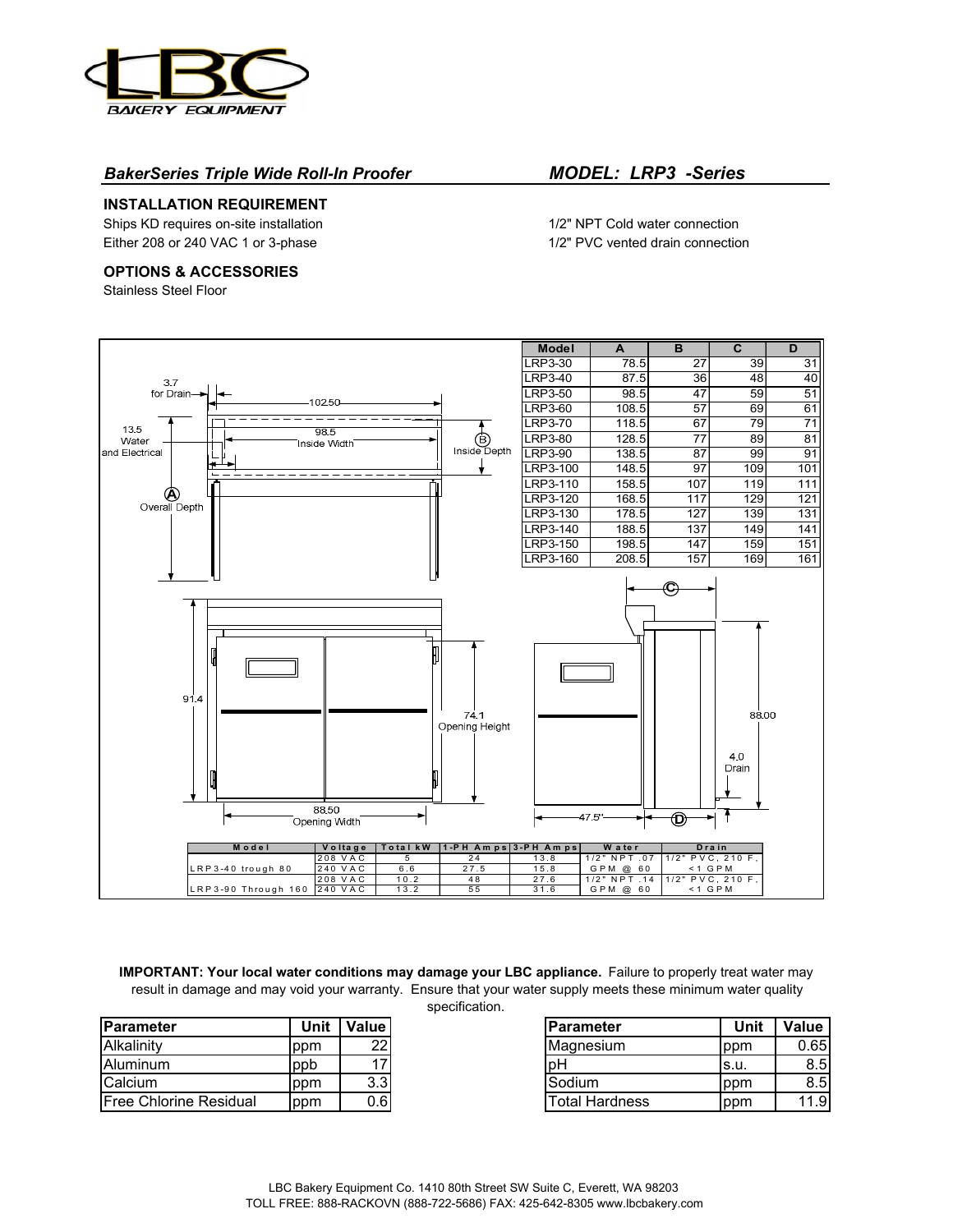**BakerSeries Triple Wide Roll-In Proofer** **MODEL: LRP3 -Series**

### INSTALLATION REQUIREMENT

Ships KD requires on-site installation
Either 208 or 240 VAC 1 or 3-phase

1/2" NPT Cold water connection
1/2" PVC vented drain connection

### OPTIONS & ACCESSORIES

Stainless Steel Floor

3.7 for Drain

102.50

13.5 Water and Electrical

98.5 Inside Width

B Inside Depth

A Overall Depth

| Model | A | B | C | D |
|---|---|---|---|---|
| LRP3-30 | 78.5 | 27 | 39 | 31 |
| LRP3-40 | 87.5 | 36 | 48 | 40 |
| LRP3-50 | 98.5 | 47 | 59 | 51 |
| LRP3-60 | 108.5 | 57 | 69 | 61 |
| LRP3-70 | 118.5 | 67 | 79 | 71 |
| LRP3-80 | 128.5 | 77 | 89 | 81 |
| LRP3-90 | 138.5 | 87 | 99 | 91 |
| LRP3-100 | 148.5 | 97 | 109 | 101 |
| LRP3-110 | 158.5 | 107 | 119 | 111 |
| LRP3-120 | 168.5 | 117 | 129 | 121 |
| LRP3-130 | 178.5 | 127 | 139 | 131 |
| LRP3-140 | 188.5 | 137 | 149 | 141 |
| LRP3-150 | 198.5 | 147 | 159 | 151 |
| LRP3-160 | 208.5 | 157 | 169 | 161 |

C

91.4

74.1 Opening Height

88.00

4.0 Drain

88.50 Opening Width

47.5"

D

| Model | Voltage | Total kW | 1-PH Amps | 3-PH Amps | Water | Drain |
|---|---|---|---|---|---|---|
| LRP3-40 trough 80 | 208 VAC | 5 | 24 | 13.8 | 1/2" NPT .07 GPM @ 60 | 1/2" PVC, 210 F, <1 GPM |
| | 240 VAC | 6.6 | 27.5 | 15.8 | | |
| LRP3-90 Through 160 | 208 VAC | 10.2 | 48 | 27.6 | 1/2" NPT .14 GPM @ 60 | 1/2" PVC, 210 F, <1 GPM |
| | 240 VAC | 13.2 | 55 | 31.6 | | |

**IMPORTANT: Your local water conditions may damage your LBC appliance.** Failure to properly treat water may result in damage and may void your warranty. Ensure that your water supply meets these minimum water quality specification.

| Parameter | Unit | Value |
|---|---|---|
| Alkalinity | ppm | 22 |
| Aluminum | ppb | 17 |
| Calcium | ppm | 3.3 |
| Free Chlorine Residual | ppm | 0.6 |

| Parameter | Unit | Value |
|---|---|---|
| Magnesium | ppm | 0.65 |
| pH | s.u. | 8.5 |
| Sodium | ppm | 8.5 |
| Total Hardness | ppm | 11.9 |

LBC Bakery Equipment Co. 1410 80th Street SW Suite C, Everett, WA 98203
TOLL FREE: 888-RACKOVN (888-722-5686) FAX: 425-642-8305 www.lbcbakery.com